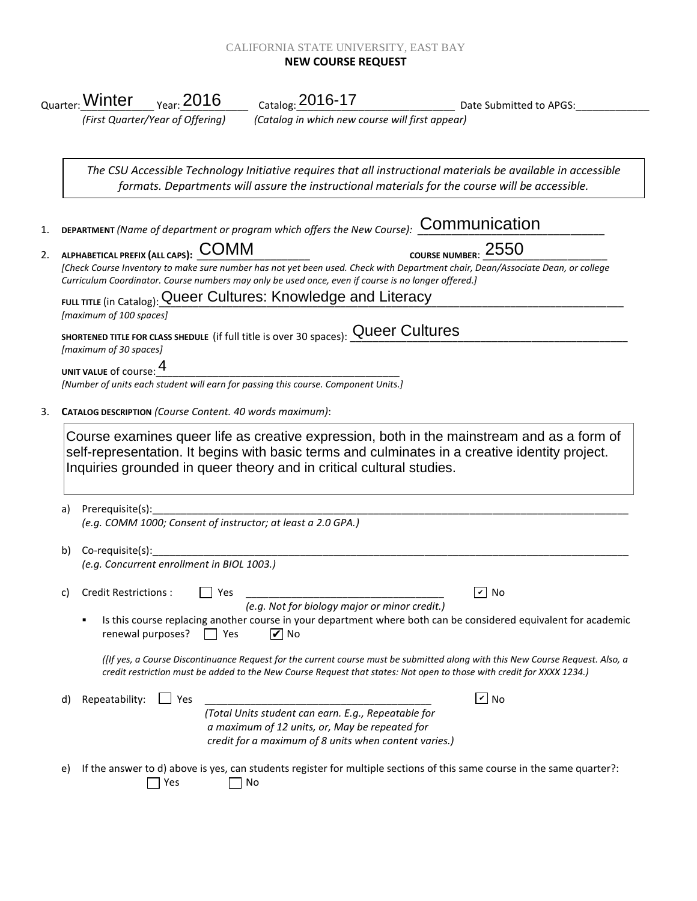CALIFORNIA STATE UNIVERSITY, EAST BAY

**NEW COURSE REQUEST**

Quarter: Winter Year: 2016 Catalog: 2016-17 Date Submitted to APGS:____________

*(First Quarter/Year of Offering)* *(Catalog in which new course will first appear)*

> *The CSU Accessible Technology Initiative requires that all instructional materials be available in accessible formats. Departments will assure the instructional materials for the course will be accessible.*

1. **DEPARTMENT** *(Name of department or program which offers the New Course):* Communication

2. **ALPHABETICAL PREFIX (ALL CAPS):** COMM **COURSE NUMBER:** 2550

   *[Check Course Inventory to make sure number has not yet been used. Check with Department chair, Dean/Associate Dean, or college Curriculum Coordinator. Course numbers may only be used once, even if course is no longer offered.]*

   **FULL TITLE** (in Catalog): Queer Cultures: Knowledge and Literacy
   *[maximum of 100 spaces]*

   **SHORTENED TITLE FOR CLASS SHEDULE** (if full title is over 30 spaces): Queer Cultures
   *[maximum of 30 spaces]*

   **UNIT VALUE** of course: 4
   *[Number of units each student will earn for passing this course. Component Units.]*

3. **CATALOG DESCRIPTION** *(Course Content. 40 words maximum)*:

   > Course examines queer life as creative expression, both in the mainstream and as a form of self-representation. It begins with basic terms and culminates in a creative identity project. Inquiries grounded in queer theory and in critical cultural studies.

   a) Prerequisite(s):______________________________
   *(e.g. COMM 1000; Consent of instructor; at least a 2.0 GPA.)*

   b) Co-requisite(s):______________________________
   *(e.g. Concurrent enrollment in BIOL 1003.)*

   c) Credit Restrictions : ☐ Yes ______________________ ☑ No
   *(e.g. Not for biology major or minor credit.)*

   - Is this course replacing another course in your department where both can be considered equivalent for academic renewal purposes? ☐ Yes ☑ No

     *([If yes, a Course Discontinuance Request for the current course must be submitted along with this New Course Request. Also, a credit restriction must be added to the New Course Request that states: Not open to those with credit for XXXX 1234.)*

   d) Repeatability: ☐ Yes ______________________ ☑ No
   *(Total Units student can earn. E.g., Repeatable for a maximum of 12 units, or, May be repeated for credit for a maximum of 8 units when content varies.)*

   e) If the answer to d) above is yes, can students register for multiple sections of this same course in the same quarter?:
   ☐ Yes ☐ No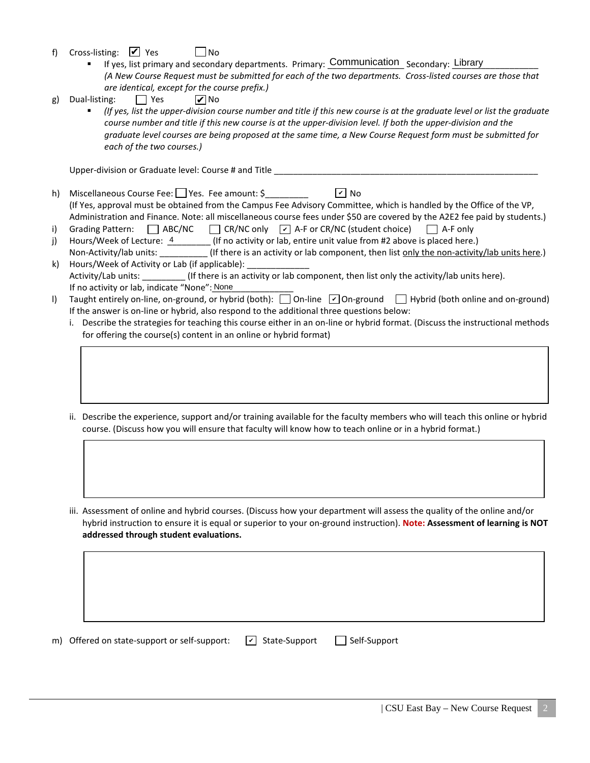f) Cross-listing: ☑ Yes ☐ No

- If yes, list primary and secondary departments. Primary: Communication Secondary: Library
  *(A New Course Request must be submitted for each of the two departments. Cross-listed courses are those that are identical, except for the course prefix.)*

g) Dual-listing: ☐ Yes ☑ No

- *(If yes, list the upper-division course number and title if this new course is at the graduate level or list the graduate course number and title if this new course is at the upper-division level. If both the upper-division and the graduate level courses are being proposed at the same time, a New Course Request form must be submitted for each of the two courses.)*

Upper-division or Graduate level: Course # and Title ____________________________________________

h) Miscellaneous Course Fee: ☐ Yes. Fee amount: $_________ ☑ No
(If Yes, approval must be obtained from the Campus Fee Advisory Committee, which is handled by the Office of the VP, Administration and Finance. Note: all miscellaneous course fees under $50 are covered by the A2E2 fee paid by students.)

i) Grading Pattern: ☐ ABC/NC ☐ CR/NC only ☑ A-F or CR/NC (student choice) ☐ A-F only

j) Hours/Week of Lecture: 4 (If no activity or lab, entire unit value from #2 above is placed here.)
Non-Activity/lab units: __________ (If there is an activity or lab component, then list only the non-activity/lab units here.)

k) Hours/Week of Activity or Lab (if applicable): _____________
Activity/Lab units: _________ (If there is an activity or lab component, then list only the activity/lab units here).
If no activity or lab, indicate "None": None

l) Taught entirely on-line, on-ground, or hybrid (both): ☐ On-line ☑ On-ground ☐ Hybrid (both online and on-ground)
If the answer is on-line or hybrid, also respond to the additional three questions below:

i. Describe the strategies for teaching this course either in an on-line or hybrid format. (Discuss the instructional methods for offering the course(s) content in an online or hybrid format)

ii. Describe the experience, support and/or training available for the faculty members who will teach this online or hybrid course. (Discuss how you will ensure that faculty will know how to teach online or in a hybrid format.)

iii. Assessment of online and hybrid courses. (Discuss how your department will assess the quality of the online and/or hybrid instruction to ensure it is equal or superior to your on-ground instruction). **Note: Assessment of learning is NOT addressed through student evaluations.**

m) Offered on state-support or self-support: ☑ State-Support ☐ Self-Support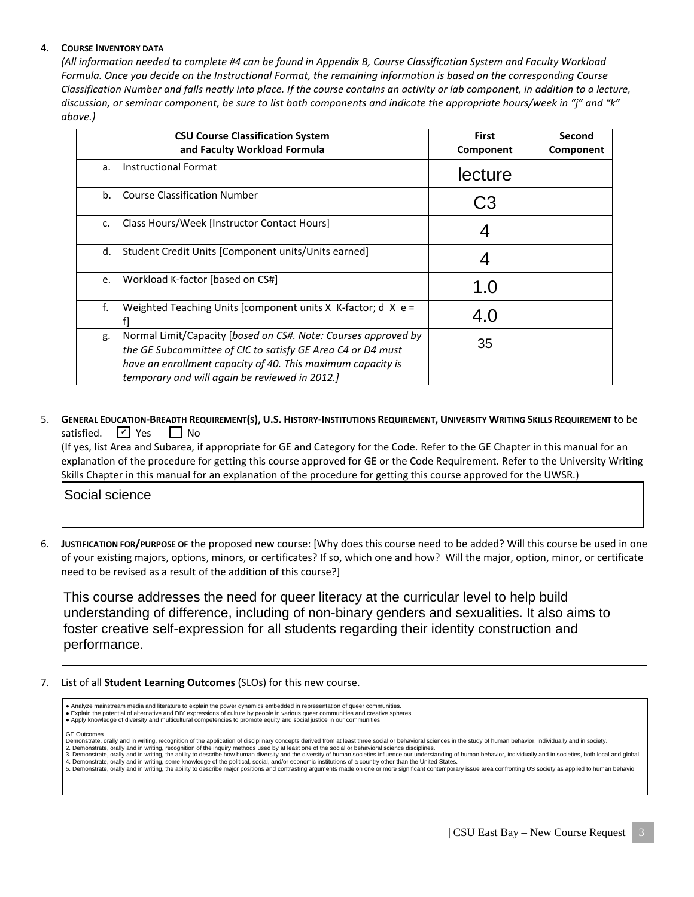4. **COURSE INVENTORY DATA**
*(All information needed to complete #4 can be found in Appendix B, Course Classification System and Faculty Workload Formula. Once you decide on the Instructional Format, the remaining information is based on the corresponding Course Classification Number and falls neatly into place. If the course contains an activity or lab component, in addition to a lecture, discussion, or seminar component, be sure to list both components and indicate the appropriate hours/week in "j" and "k" above.)*

| CSU Course Classification System and Faculty Workload Formula | First Component | Second Component |
|---|---|---|
| a. Instructional Format | lecture | |
| b. Course Classification Number | C3 | |
| c. Class Hours/Week [Instructor Contact Hours] | 4 | |
| d. Student Credit Units [Component units/Units earned] | 4 | |
| e. Workload K-factor [based on CS#] | 1.0 | |
| f. Weighted Teaching Units [component units X K-factor; d X e = f] | 4.0 | |
| g. Normal Limit/Capacity [*based on CS#. Note: Courses approved by the GE Subcommittee of CIC to satisfy GE Area C4 or D4 must have an enrollment capacity of 40. This maximum capacity is temporary and will again be reviewed in 2012.]* | 35 | |

5. **GENERAL EDUCATION-BREADTH REQUIREMENT(S), U.S. HISTORY-INSTITUTIONS REQUIREMENT, UNIVERSITY WRITING SKILLS REQUIREMENT** to be satisfied. ☑ Yes ☐ No
(If yes, list Area and Subarea, if appropriate for GE and Category for the Code. Refer to the GE Chapter in this manual for an explanation of the procedure for getting this course approved for GE or the Code Requirement. Refer to the University Writing Skills Chapter in this manual for an explanation of the procedure for getting this course approved for the UWSR.)

Social science

6. **JUSTIFICATION FOR/PURPOSE OF** the proposed new course: [Why does this course need to be added? Will this course be used in one of your existing majors, options, minors, or certificates? If so, which one and how? Will the major, option, minor, or certificate need to be revised as a result of the addition of this course?]

This course addresses the need for queer literacy at the curricular level to help build understanding of difference, including of non-binary genders and sexualities. It also aims to foster creative self-expression for all students regarding their identity construction and performance.

7. List of all **Student Learning Outcomes** (SLOs) for this new course.

- Analyze mainstream media and literature to explain the power dynamics embedded in representation of queer communities.
- Explain the potential of alternative and DIY expressions of culture by people in various queer communities and creative spheres.
- Apply knowledge of diversity and multicultural competencies to promote equity and social justice in our communities

GE Outcomes
Demonstrate, orally and in writing, recognition of the application of disciplinary concepts derived from at least three social or behavioral sciences in the study of human behavior, individually and in society.
2. Demonstrate, orally and in writing, recognition of the inquiry methods used by at least one of the social or behavioral science disciplines.
3. Demonstrate, orally and in writing, the ability to describe how human diversity and the diversity of human societies influence our understanding of human behavior, individually and in societies, both local and global
4. Demonstrate, orally and in writing, some knowledge of the political, social, and/or economic institutions of a country other than the United States.
5. Demonstrate, orally and in writing, the ability to describe major positions and contrasting arguments made on one or more significant contemporary issue area confronting US society as applied to human behavio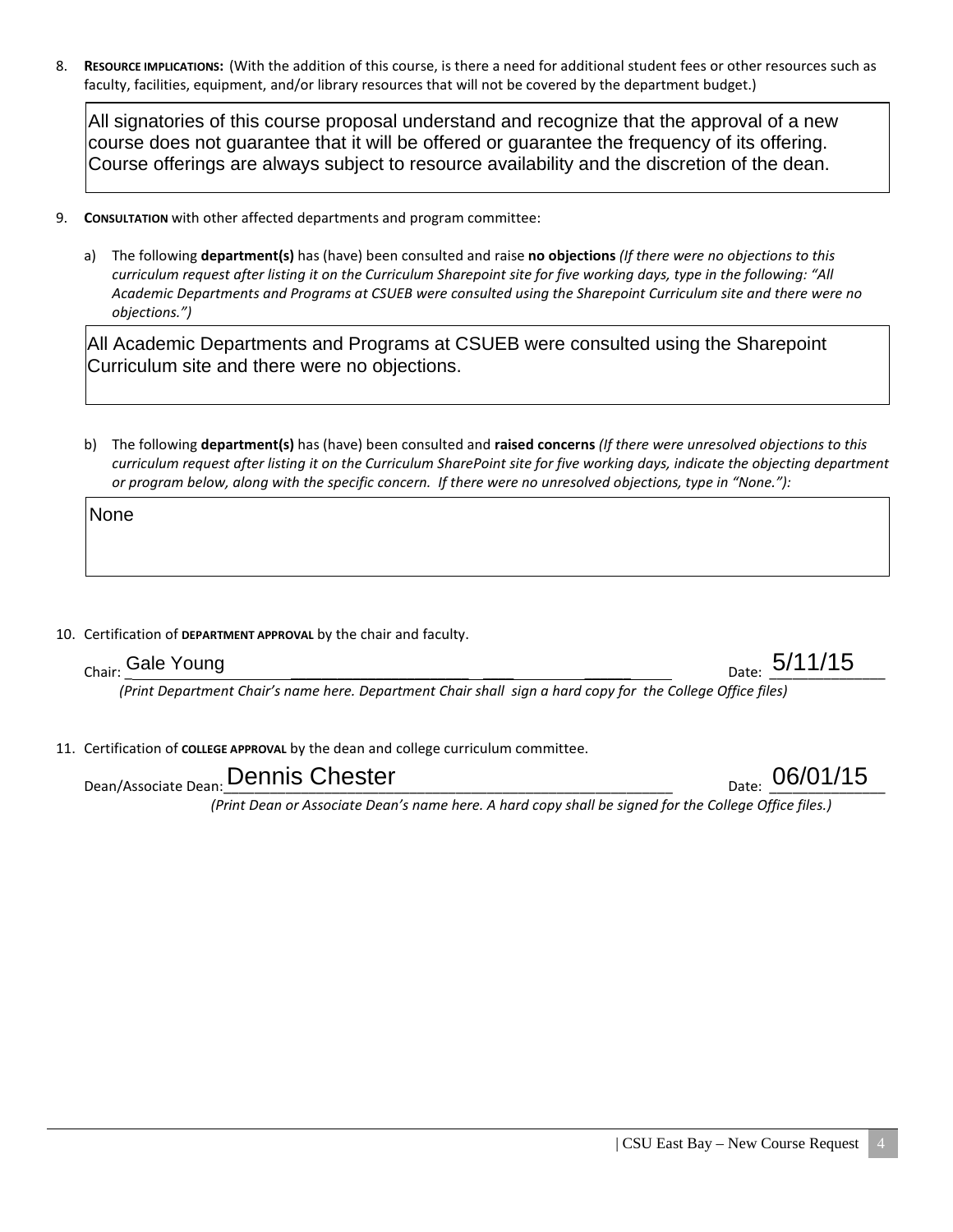8. **RESOURCE IMPLICATIONS:** (With the addition of this course, is there a need for additional student fees or other resources such as faculty, facilities, equipment, and/or library resources that will not be covered by the department budget.)

   All signatories of this course proposal understand and recognize that the approval of a new course does not guarantee that it will be offered or guarantee the frequency of its offering. Course offerings are always subject to resource availability and the discretion of the dean.

9. **CONSULTATION** with other affected departments and program committee:

   a) The following **department(s)** has (have) been consulted and raise **no objections** *(If there were no objections to this curriculum request after listing it on the Curriculum Sharepoint site for five working days, type in the following: "All Academic Departments and Programs at CSUEB were consulted using the Sharepoint Curriculum site and there were no objections.")*

   All Academic Departments and Programs at CSUEB were consulted using the Sharepoint Curriculum site and there were no objections.

   b) The following **department(s)** has (have) been consulted and **raised concerns** *(If there were unresolved objections to this curriculum request after listing it on the Curriculum SharePoint site for five working days, indicate the objecting department or program below, along with the specific concern. If there were no unresolved objections, type in "None."):*

   None

10. Certification of **DEPARTMENT APPROVAL** by the chair and faculty.

    Chair: Gale Young Date: 5/11/15

    *(Print Department Chair's name here. Department Chair shall sign a hard copy for the College Office files)*

11. Certification of **COLLEGE APPROVAL** by the dean and college curriculum committee.

    Dean/Associate Dean: Dennis Chester Date: 06/01/15

    *(Print Dean or Associate Dean's name here. A hard copy shall be signed for the College Office files.)*